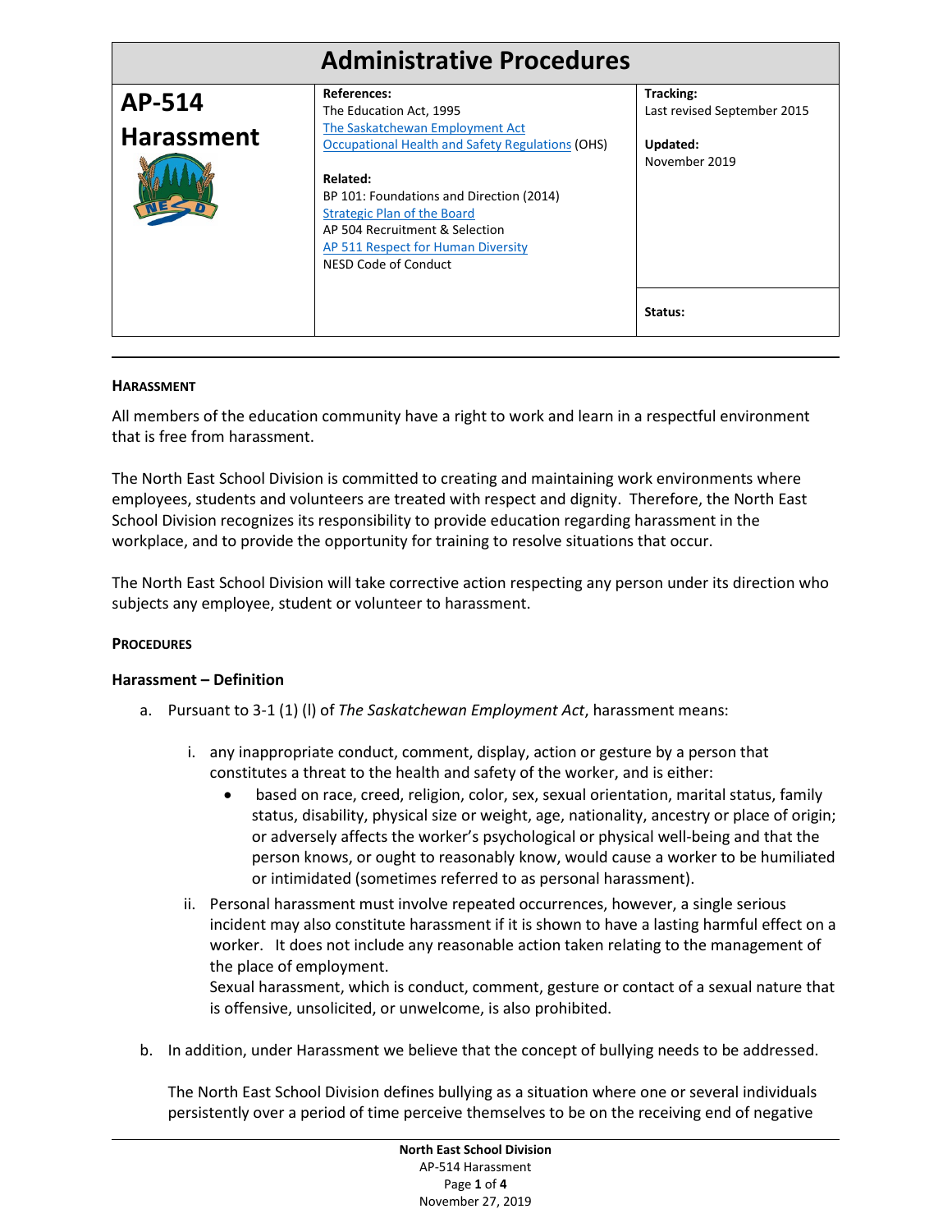# Administrative Procedures

| AP-514 Harassment | References: | Tracking: |
|---|---|---|
| | The Education Act, 1995 | Last revised September 2015 |
| | The Saskatchewan Employment Act | |
| | Occupational Health and Safety Regulations (OHS) | **Updated:** November 2019 |
| | **Related:** | |
| | BP 101: Foundations and Direction (2014) | |
| | Strategic Plan of the Board | |
| | AP 504 Recruitment & Selection | |
| | AP 511 Respect for Human Diversity | |
| | NESD Code of Conduct | |
| | | **Status:** |

## HARASSMENT

All members of the education community have a right to work and learn in a respectful environment that is free from harassment.

The North East School Division is committed to creating and maintaining work environments where employees, students and volunteers are treated with respect and dignity. Therefore, the North East School Division recognizes its responsibility to provide education regarding harassment in the workplace, and to provide the opportunity for training to resolve situations that occur.

The North East School Division will take corrective action respecting any person under its direction who subjects any employee, student or volunteer to harassment.

## PROCEDURES

### Harassment – Definition

a. Pursuant to 3-1 (1) (l) of *The Saskatchewan Employment Act*, harassment means:

   i. any inappropriate conduct, comment, display, action or gesture by a person that constitutes a threat to the health and safety of the worker, and is either:
      - based on race, creed, religion, color, sex, sexual orientation, marital status, family status, disability, physical size or weight, age, nationality, ancestry or place of origin; or adversely affects the worker's psychological or physical well-being and that the person knows, or ought to reasonably know, would cause a worker to be humiliated or intimidated (sometimes referred to as personal harassment).

   ii. Personal harassment must involve repeated occurrences, however, a single serious incident may also constitute harassment if it is shown to have a lasting harmful effect on a worker. It does not include any reasonable action taken relating to the management of the place of employment.
   Sexual harassment, which is conduct, comment, gesture or contact of a sexual nature that is offensive, unsolicited, or unwelcome, is also prohibited.

b. In addition, under Harassment we believe that the concept of bullying needs to be addressed.

   The North East School Division defines bullying as a situation where one or several individuals persistently over a period of time perceive themselves to be on the receiving end of negative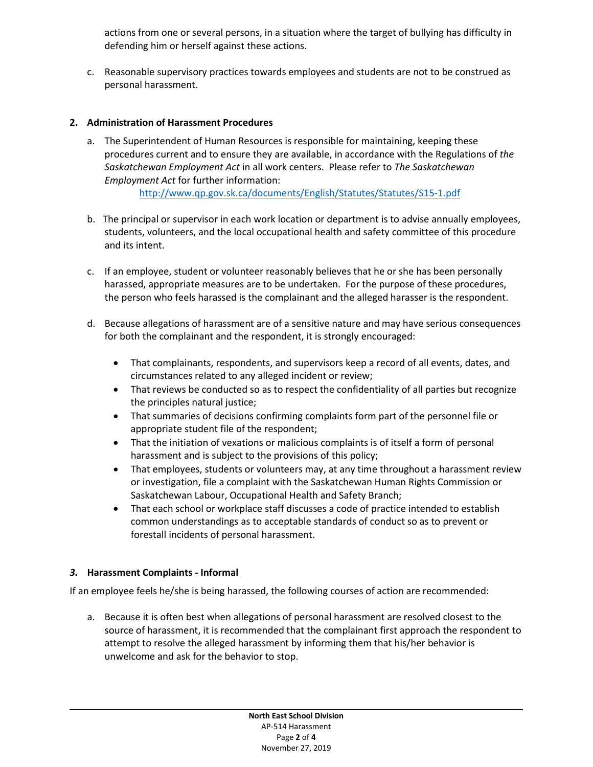actions from one or several persons, in a situation where the target of bullying has difficulty in defending him or herself against these actions.

c. Reasonable supervisory practices towards employees and students are not to be construed as personal harassment.

**2. Administration of Harassment Procedures**

a. The Superintendent of Human Resources is responsible for maintaining, keeping these procedures current and to ensure they are available, in accordance with the Regulations of *the Saskatchewan Employment Act* in all work centers. Please refer to *The Saskatchewan Employment Act* for further information:
http://www.qp.gov.sk.ca/documents/English/Statutes/Statutes/S15-1.pdf

b. The principal or supervisor in each work location or department is to advise annually employees, students, volunteers, and the local occupational health and safety committee of this procedure and its intent.

c. If an employee, student or volunteer reasonably believes that he or she has been personally harassed, appropriate measures are to be undertaken. For the purpose of these procedures, the person who feels harassed is the complainant and the alleged harasser is the respondent.

d. Because allegations of harassment are of a sensitive nature and may have serious consequences for both the complainant and the respondent, it is strongly encouraged:

- That complainants, respondents, and supervisors keep a record of all events, dates, and circumstances related to any alleged incident or review;
- That reviews be conducted so as to respect the confidentiality of all parties but recognize the principles natural justice;
- That summaries of decisions confirming complaints form part of the personnel file or appropriate student file of the respondent;
- That the initiation of vexations or malicious complaints is of itself a form of personal harassment and is subject to the provisions of this policy;
- That employees, students or volunteers may, at any time throughout a harassment review or investigation, file a complaint with the Saskatchewan Human Rights Commission or Saskatchewan Labour, Occupational Health and Safety Branch;
- That each school or workplace staff discusses a code of practice intended to establish common understandings as to acceptable standards of conduct so as to prevent or forestall incidents of personal harassment.

***3.* Harassment Complaints - Informal**

If an employee feels he/she is being harassed, the following courses of action are recommended:

a. Because it is often best when allegations of personal harassment are resolved closest to the source of harassment, it is recommended that the complainant first approach the respondent to attempt to resolve the alleged harassment by informing them that his/her behavior is unwelcome and ask for the behavior to stop.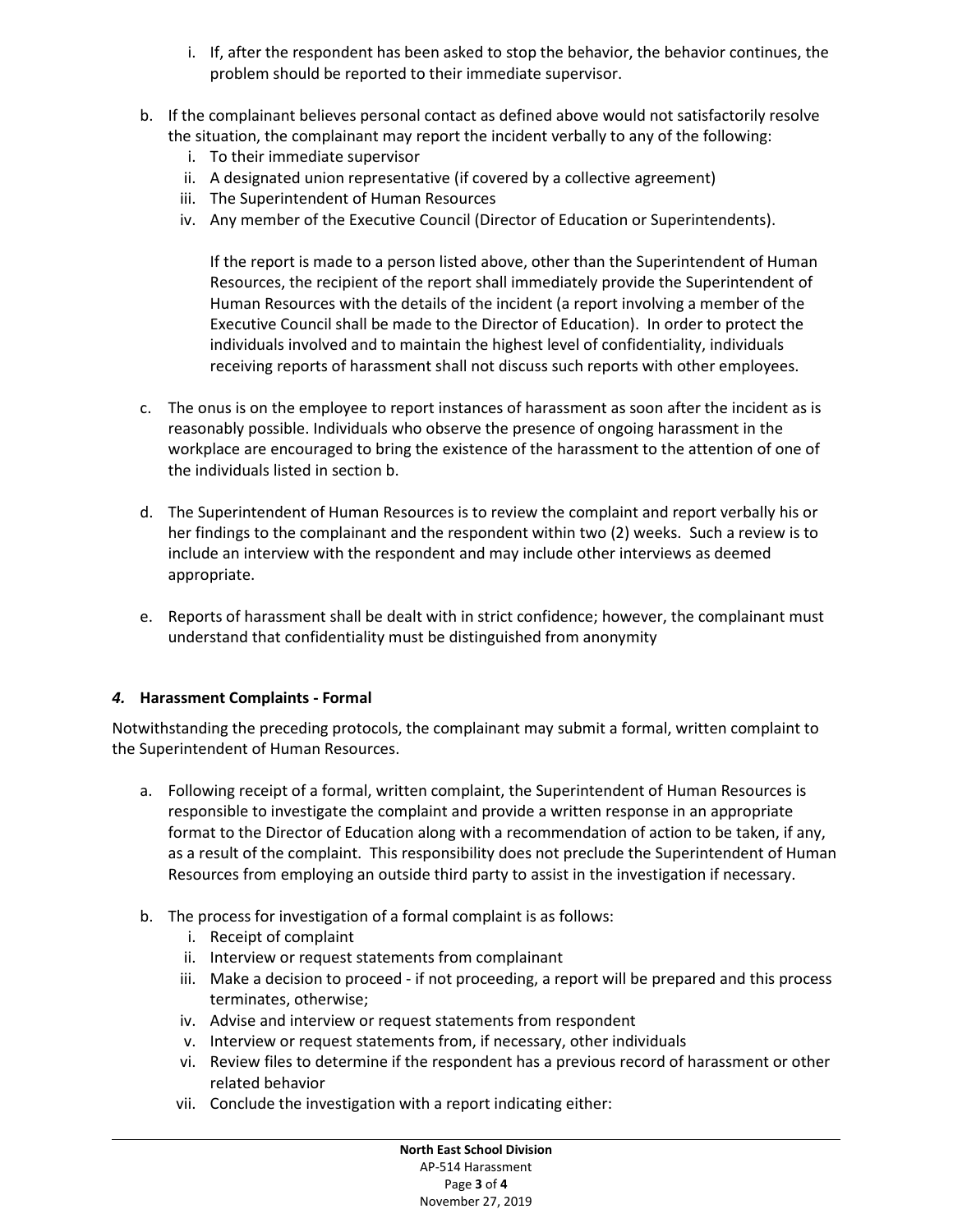i. If, after the respondent has been asked to stop the behavior, the behavior continues, the problem should be reported to their immediate supervisor.

b. If the complainant believes personal contact as defined above would not satisfactorily resolve the situation, the complainant may report the incident verbally to any of the following:
   i. To their immediate supervisor
   ii. A designated union representative (if covered by a collective agreement)
   iii. The Superintendent of Human Resources
   iv. Any member of the Executive Council (Director of Education or Superintendents).

   If the report is made to a person listed above, other than the Superintendent of Human Resources, the recipient of the report shall immediately provide the Superintendent of Human Resources with the details of the incident (a report involving a member of the Executive Council shall be made to the Director of Education). In order to protect the individuals involved and to maintain the highest level of confidentiality, individuals receiving reports of harassment shall not discuss such reports with other employees.

c. The onus is on the employee to report instances of harassment as soon after the incident as is reasonably possible. Individuals who observe the presence of ongoing harassment in the workplace are encouraged to bring the existence of the harassment to the attention of one of the individuals listed in section b.

d. The Superintendent of Human Resources is to review the complaint and report verbally his or her findings to the complainant and the respondent within two (2) weeks. Such a review is to include an interview with the respondent and may include other interviews as deemed appropriate.

e. Reports of harassment shall be dealt with in strict confidence; however, the complainant must understand that confidentiality must be distinguished from anonymity

### *4.* Harassment Complaints - Formal

Notwithstanding the preceding protocols, the complainant may submit a formal, written complaint to the Superintendent of Human Resources.

a. Following receipt of a formal, written complaint, the Superintendent of Human Resources is responsible to investigate the complaint and provide a written response in an appropriate format to the Director of Education along with a recommendation of action to be taken, if any, as a result of the complaint. This responsibility does not preclude the Superintendent of Human Resources from employing an outside third party to assist in the investigation if necessary.

b. The process for investigation of a formal complaint is as follows:
   i. Receipt of complaint
   ii. Interview or request statements from complainant
   iii. Make a decision to proceed - if not proceeding, a report will be prepared and this process terminates, otherwise;
   iv. Advise and interview or request statements from respondent
   v. Interview or request statements from, if necessary, other individuals
   vi. Review files to determine if the respondent has a previous record of harassment or other related behavior
   vii. Conclude the investigation with a report indicating either: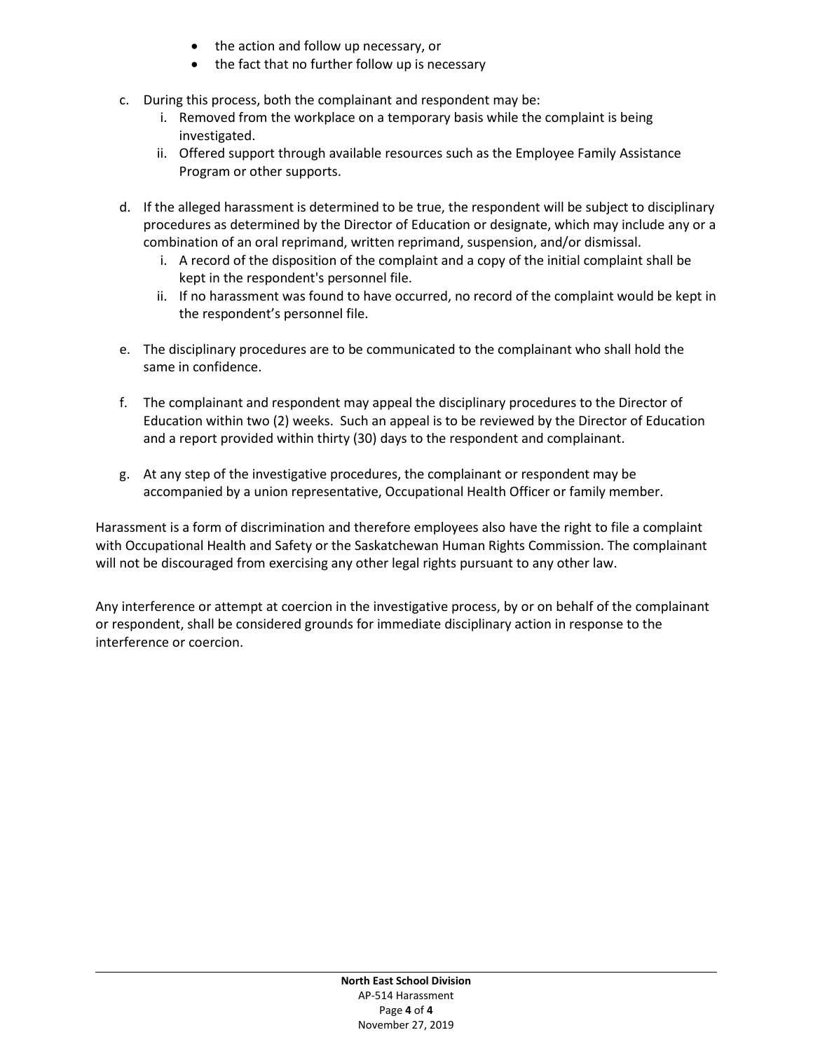- the action and follow up necessary, or
- the fact that no further follow up is necessary

c. During this process, both the complainant and respondent may be:
   i. Removed from the workplace on a temporary basis while the complaint is being investigated.
   ii. Offered support through available resources such as the Employee Family Assistance Program or other supports.

d. If the alleged harassment is determined to be true, the respondent will be subject to disciplinary procedures as determined by the Director of Education or designate, which may include any or a combination of an oral reprimand, written reprimand, suspension, and/or dismissal.
   i. A record of the disposition of the complaint and a copy of the initial complaint shall be kept in the respondent's personnel file.
   ii. If no harassment was found to have occurred, no record of the complaint would be kept in the respondent's personnel file.

e. The disciplinary procedures are to be communicated to the complainant who shall hold the same in confidence.

f. The complainant and respondent may appeal the disciplinary procedures to the Director of Education within two (2) weeks. Such an appeal is to be reviewed by the Director of Education and a report provided within thirty (30) days to the respondent and complainant.

g. At any step of the investigative procedures, the complainant or respondent may be accompanied by a union representative, Occupational Health Officer or family member.

Harassment is a form of discrimination and therefore employees also have the right to file a complaint with Occupational Health and Safety or the Saskatchewan Human Rights Commission. The complainant will not be discouraged from exercising any other legal rights pursuant to any other law.

Any interference or attempt at coercion in the investigative process, by or on behalf of the complainant or respondent, shall be considered grounds for immediate disciplinary action in response to the interference or coercion.